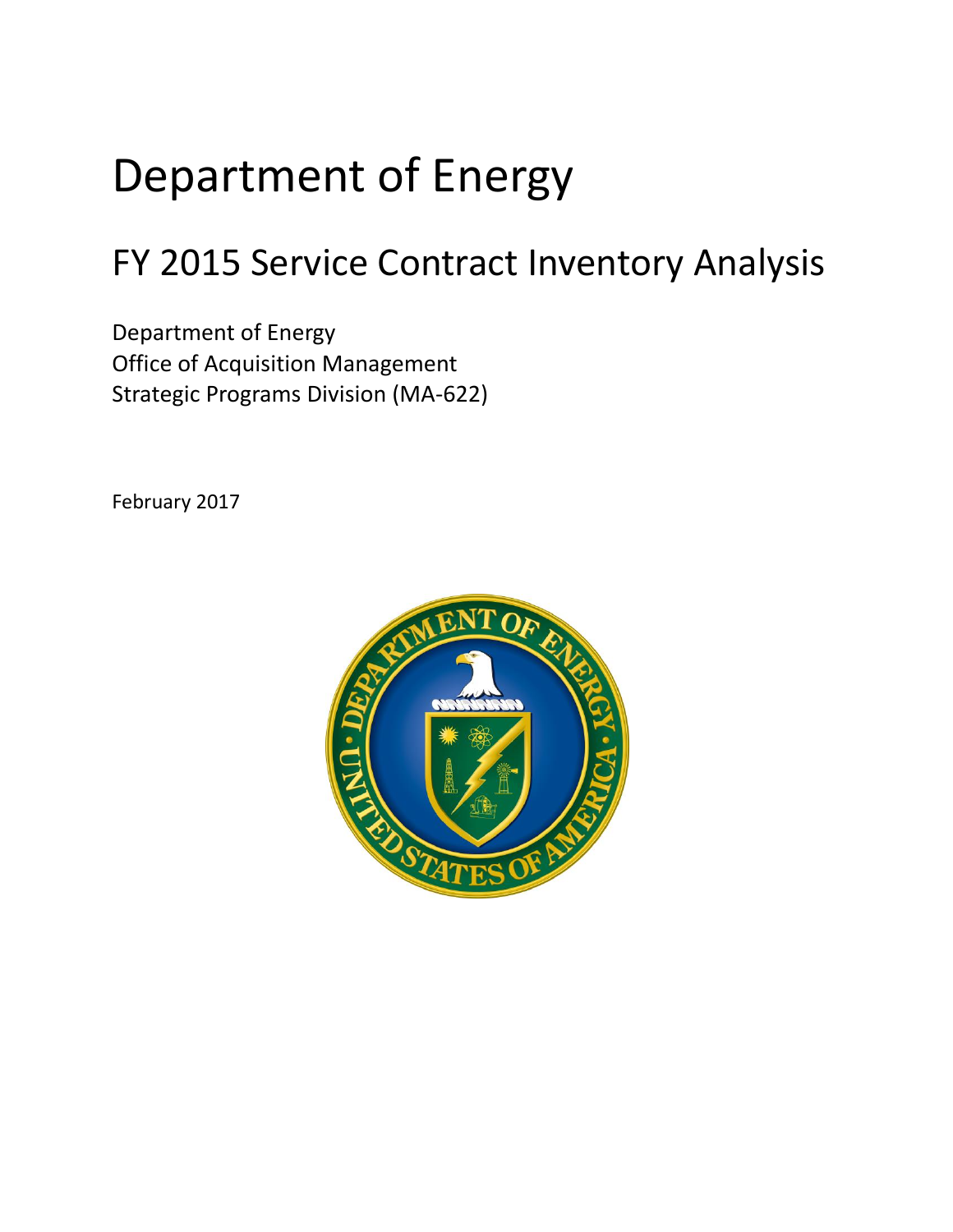# Department of Energy

## FY 2015 Service Contract Inventory Analysis

Department of Energy
Office of Acquisition Management
Strategic Programs Division (MA-622)

February 2017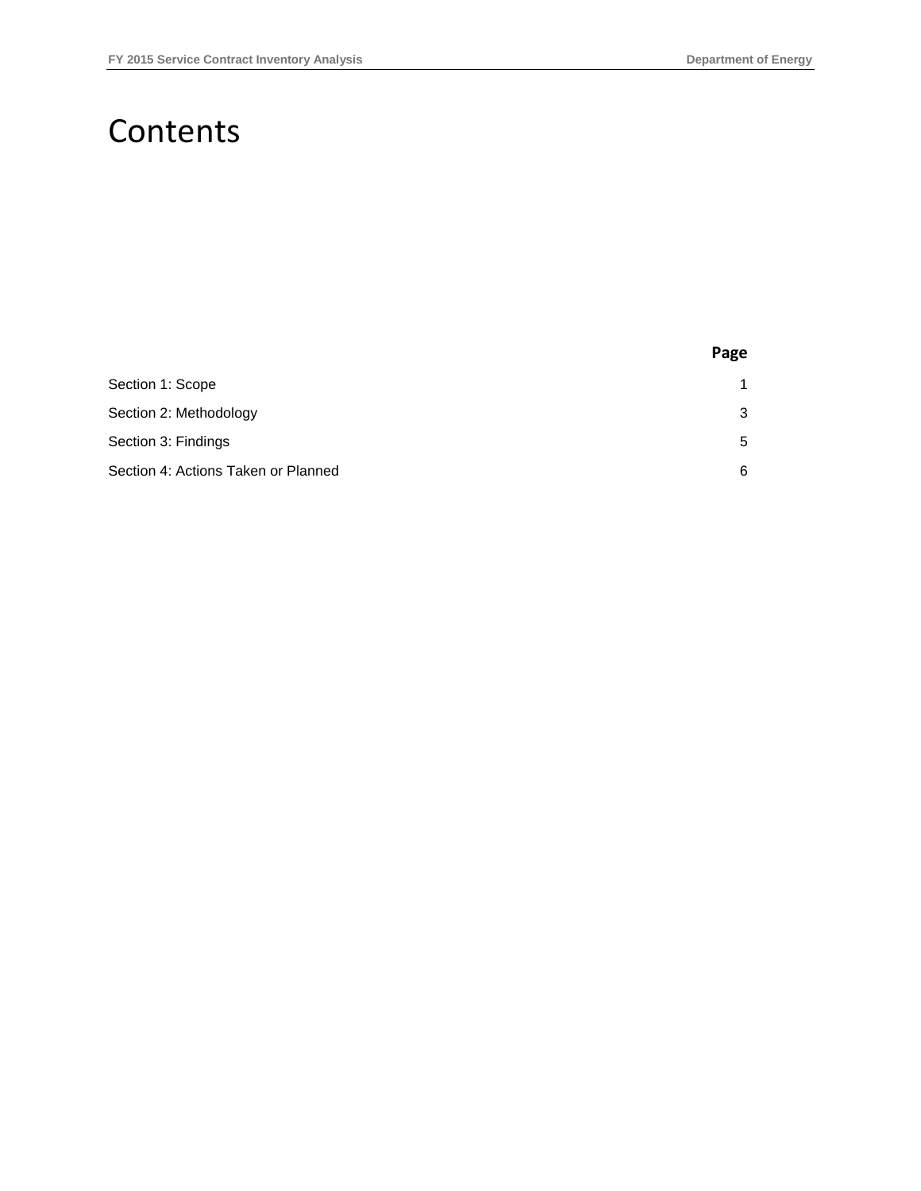# Contents

| | Page |
|---|---|
| Section 1: Scope | 1 |
| Section 2: Methodology | 3 |
| Section 3: Findings | 5 |
| Section 4: Actions Taken or Planned | 6 |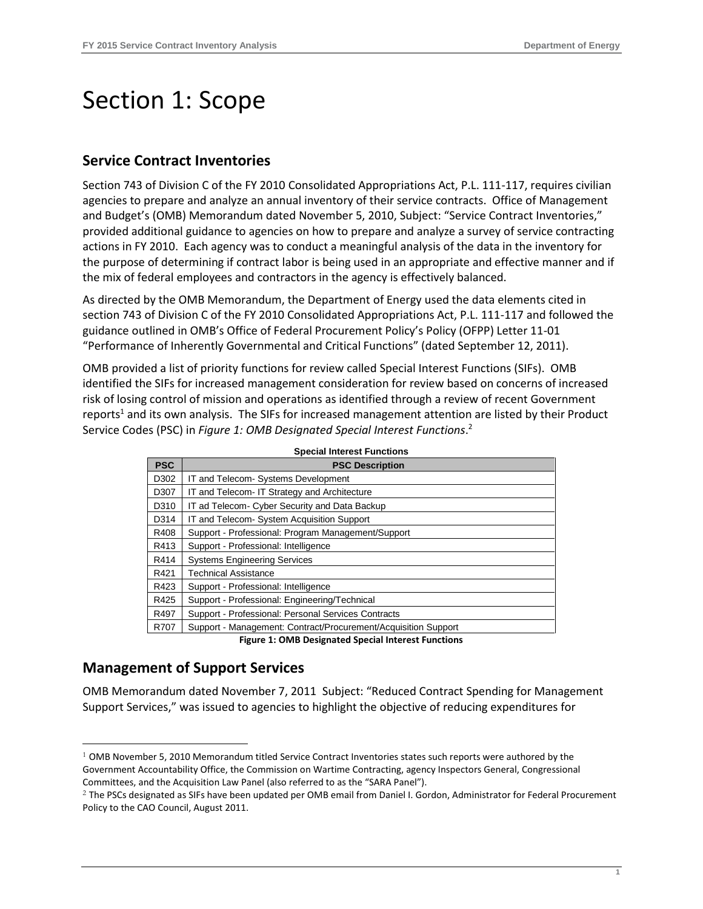# Section 1: Scope

## Service Contract Inventories

Section 743 of Division C of the FY 2010 Consolidated Appropriations Act, P.L. 111-117, requires civilian agencies to prepare and analyze an annual inventory of their service contracts. Office of Management and Budget's (OMB) Memorandum dated November 5, 2010, Subject: "Service Contract Inventories," provided additional guidance to agencies on how to prepare and analyze a survey of service contracting actions in FY 2010. Each agency was to conduct a meaningful analysis of the data in the inventory for the purpose of determining if contract labor is being used in an appropriate and effective manner and if the mix of federal employees and contractors in the agency is effectively balanced.

As directed by the OMB Memorandum, the Department of Energy used the data elements cited in section 743 of Division C of the FY 2010 Consolidated Appropriations Act, P.L. 111-117 and followed the guidance outlined in OMB's Office of Federal Procurement Policy's Policy (OFPP) Letter 11-01 "Performance of Inherently Governmental and Critical Functions" (dated September 12, 2011).

OMB provided a list of priority functions for review called Special Interest Functions (SIFs). OMB identified the SIFs for increased management consideration for review based on concerns of increased risk of losing control of mission and operations as identified through a review of recent Government reports[1] and its own analysis. The SIFs for increased management attention are listed by their Product Service Codes (PSC) in *Figure 1: OMB Designated Special Interest Functions*.[2]

**Special Interest Functions**

| PSC | PSC Description |
|---|---|
| D302 | IT and Telecom- Systems Development |
| D307 | IT and Telecom- IT Strategy and Architecture |
| D310 | IT ad Telecom- Cyber Security and Data Backup |
| D314 | IT and Telecom- System Acquisition Support |
| R408 | Support - Professional: Program Management/Support |
| R413 | Support - Professional: Intelligence |
| R414 | Systems Engineering Services |
| R421 | Technical Assistance |
| R423 | Support - Professional: Intelligence |
| R425 | Support - Professional: Engineering/Technical |
| R497 | Support - Professional: Personal Services Contracts |
| R707 | Support - Management: Contract/Procurement/Acquisition Support |

**Figure 1: OMB Designated Special Interest Functions**

## Management of Support Services

OMB Memorandum dated November 7, 2011 Subject: "Reduced Contract Spending for Management Support Services," was issued to agencies to highlight the objective of reducing expenditures for

---

[1] OMB November 5, 2010 Memorandum titled Service Contract Inventories states such reports were authored by the Government Accountability Office, the Commission on Wartime Contracting, agency Inspectors General, Congressional Committees, and the Acquisition Law Panel (also referred to as the "SARA Panel").

[2] The PSCs designated as SIFs have been updated per OMB email from Daniel I. Gordon, Administrator for Federal Procurement Policy to the CAO Council, August 2011.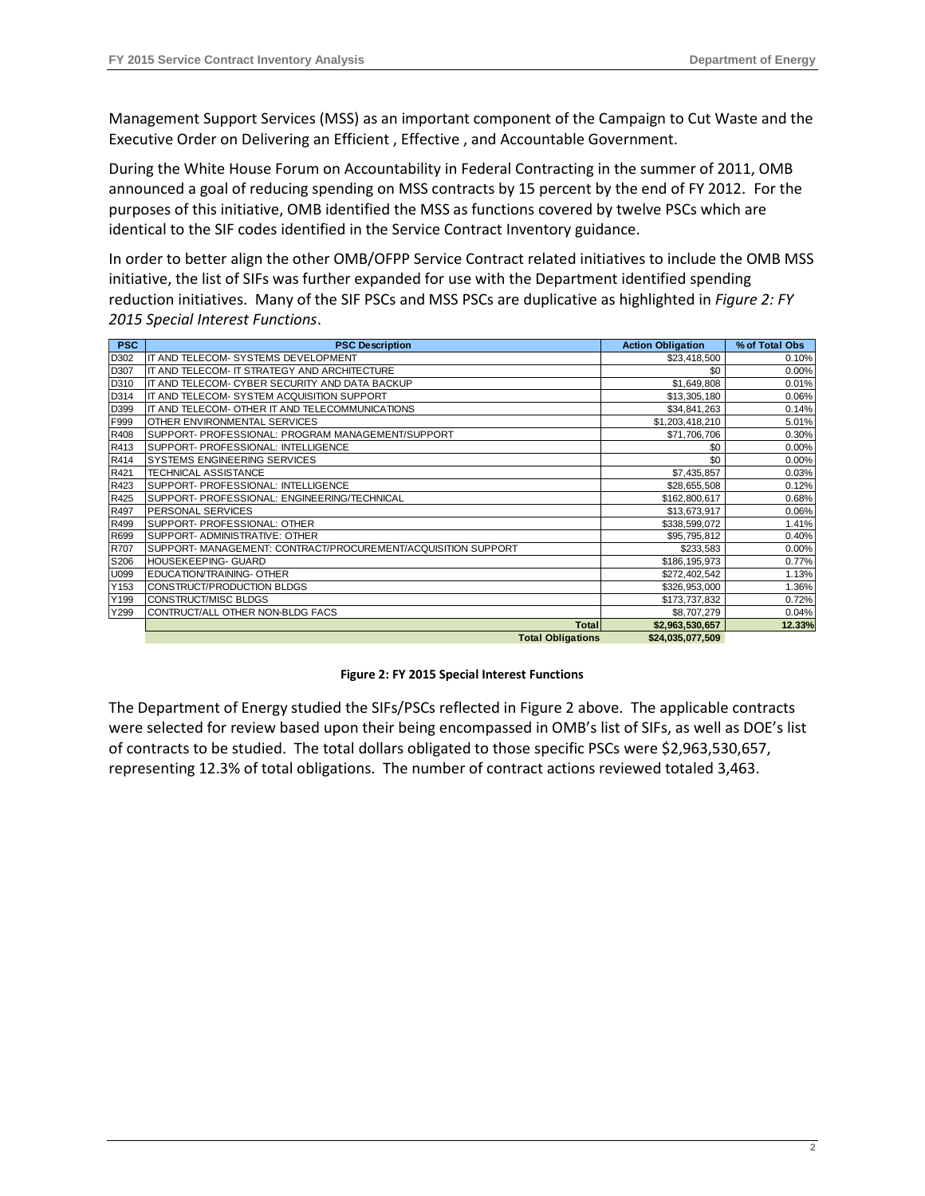Management Support Services (MSS) as an important component of the Campaign to Cut Waste and the Executive Order on Delivering an Efficient , Effective , and Accountable Government.

During the White House Forum on Accountability in Federal Contracting in the summer of 2011, OMB announced a goal of reducing spending on MSS contracts by 15 percent by the end of FY 2012. For the purposes of this initiative, OMB identified the MSS as functions covered by twelve PSCs which are identical to the SIF codes identified in the Service Contract Inventory guidance.

In order to better align the other OMB/OFPP Service Contract related initiatives to include the OMB MSS initiative, the list of SIFs was further expanded for use with the Department identified spending reduction initiatives. Many of the SIF PSCs and MSS PSCs are duplicative as highlighted in *Figure 2: FY 2015 Special Interest Functions*.

| PSC | PSC Description | Action Obligation | % of Total Obs |
|---|---|---|---|
| D302 | IT AND TELECOM- SYSTEMS DEVELOPMENT | $23,418,500 | 0.10% |
| D307 | IT AND TELECOM- IT STRATEGY AND ARCHITECTURE | $0 | 0.00% |
| D310 | IT AND TELECOM- CYBER SECURITY AND DATA BACKUP | $1,649,808 | 0.01% |
| D314 | IT AND TELECOM- SYSTEM ACQUISITION SUPPORT | $13,305,180 | 0.06% |
| D399 | IT AND TELECOM- OTHER IT AND TELECOMMUNICATIONS | $34,841,263 | 0.14% |
| F999 | OTHER ENVIRONMENTAL SERVICES | $1,203,418,210 | 5.01% |
| R408 | SUPPORT- PROFESSIONAL: PROGRAM MANAGEMENT/SUPPORT | $71,706,706 | 0.30% |
| R413 | SUPPORT- PROFESSIONAL: INTELLIGENCE | $0 | 0.00% |
| R414 | SYSTEMS ENGINEERING SERVICES | $0 | 0.00% |
| R421 | TECHNICAL ASSISTANCE | $7,435,857 | 0.03% |
| R423 | SUPPORT- PROFESSIONAL: INTELLIGENCE | $28,655,508 | 0.12% |
| R425 | SUPPORT- PROFESSIONAL: ENGINEERING/TECHNICAL | $162,800,617 | 0.68% |
| R497 | PERSONAL SERVICES | $13,673,917 | 0.06% |
| R499 | SUPPORT- PROFESSIONAL: OTHER | $338,599,072 | 1.41% |
| R699 | SUPPORT- ADMINISTRATIVE: OTHER | $95,795,812 | 0.40% |
| R707 | SUPPORT- MANAGEMENT: CONTRACT/PROCUREMENT/ACQUISITION SUPPORT | $233,583 | 0.00% |
| S206 | HOUSEKEEPING- GUARD | $186,195,973 | 0.77% |
| U099 | EDUCATION/TRAINING- OTHER | $272,402,542 | 1.13% |
| Y153 | CONSTRUCT/PRODUCTION BLDGS | $326,953,000 | 1.36% |
| Y199 | CONSTRUCT/MISC BLDGS | $173,737,832 | 0.72% |
| Y299 | CONTRUCT/ALL OTHER NON-BLDG FACS | $8,707,279 | 0.04% |
| | **Total** | **$2,963,530,657** | **12.33%** |
| | **Total Obligations** | **$24,035,077,509** | |

**Figure 2: FY 2015 Special Interest Functions**

The Department of Energy studied the SIFs/PSCs reflected in Figure 2 above. The applicable contracts were selected for review based upon their being encompassed in OMB's list of SIFs, as well as DOE's list of contracts to be studied. The total dollars obligated to those specific PSCs were $2,963,530,657, representing 12.3% of total obligations. The number of contract actions reviewed totaled 3,463.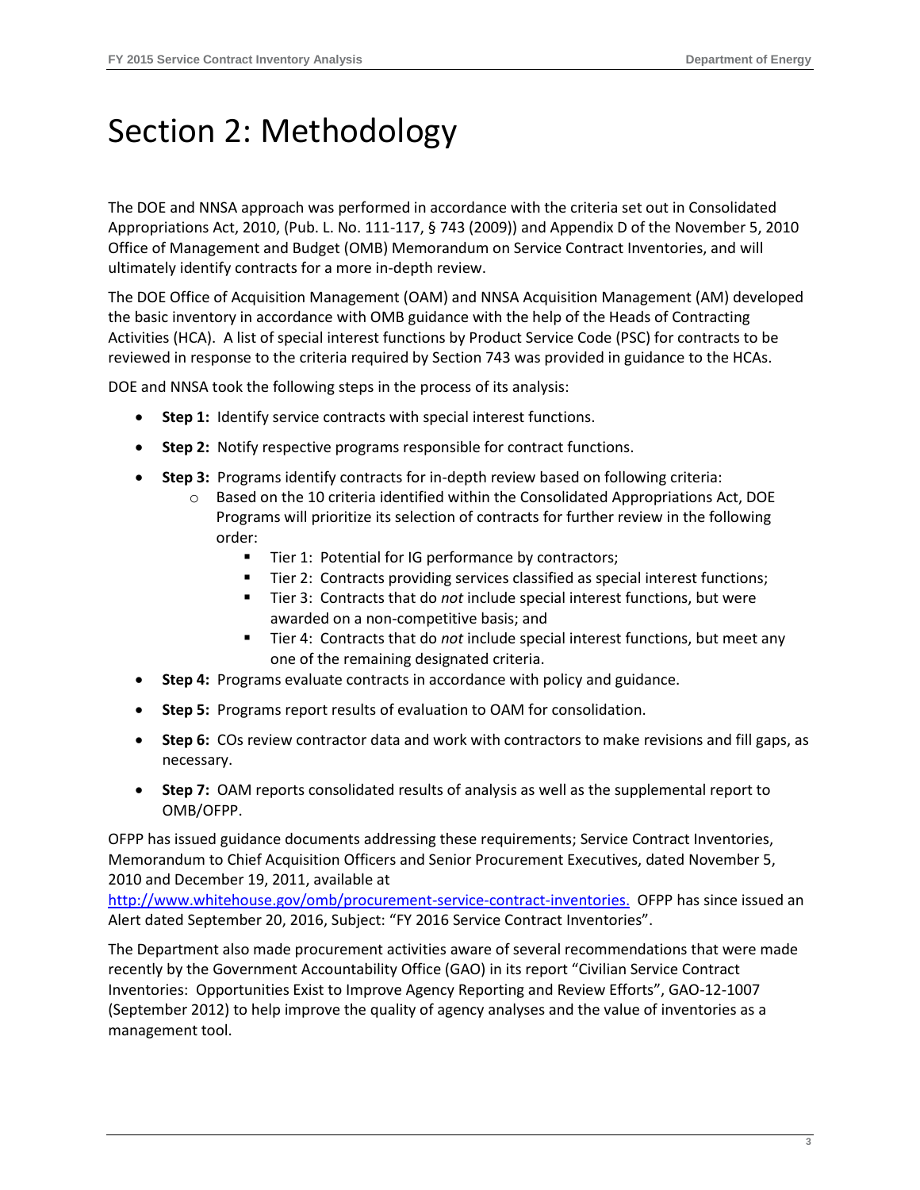# Section 2: Methodology

The DOE and NNSA approach was performed in accordance with the criteria set out in Consolidated Appropriations Act, 2010, (Pub. L. No. 111-117, § 743 (2009)) and Appendix D of the November 5, 2010 Office of Management and Budget (OMB) Memorandum on Service Contract Inventories, and will ultimately identify contracts for a more in-depth review.

The DOE Office of Acquisition Management (OAM) and NNSA Acquisition Management (AM) developed the basic inventory in accordance with OMB guidance with the help of the Heads of Contracting Activities (HCA). A list of special interest functions by Product Service Code (PSC) for contracts to be reviewed in response to the criteria required by Section 743 was provided in guidance to the HCAs.

DOE and NNSA took the following steps in the process of its analysis:

- **Step 1:** Identify service contracts with special interest functions.
- **Step 2:** Notify respective programs responsible for contract functions.
- **Step 3:** Programs identify contracts for in-depth review based on following criteria:
  - Based on the 10 criteria identified within the Consolidated Appropriations Act, DOE Programs will prioritize its selection of contracts for further review in the following order:
    - Tier 1: Potential for IG performance by contractors;
    - Tier 2: Contracts providing services classified as special interest functions;
    - Tier 3: Contracts that do *not* include special interest functions, but were awarded on a non-competitive basis; and
    - Tier 4: Contracts that do *not* include special interest functions, but meet any one of the remaining designated criteria.
- **Step 4:** Programs evaluate contracts in accordance with policy and guidance.
- **Step 5:** Programs report results of evaluation to OAM for consolidation.
- **Step 6:** COs review contractor data and work with contractors to make revisions and fill gaps, as necessary.
- **Step 7:** OAM reports consolidated results of analysis as well as the supplemental report to OMB/OFPP.

OFPP has issued guidance documents addressing these requirements; Service Contract Inventories, Memorandum to Chief Acquisition Officers and Senior Procurement Executives, dated November 5, 2010 and December 19, 2011, available at [http://www.whitehouse.gov/omb/procurement-service-contract-inventories.](http://www.whitehouse.gov/omb/procurement-service-contract-inventories) OFPP has since issued an Alert dated September 20, 2016, Subject: "FY 2016 Service Contract Inventories".

The Department also made procurement activities aware of several recommendations that were made recently by the Government Accountability Office (GAO) in its report "Civilian Service Contract Inventories: Opportunities Exist to Improve Agency Reporting and Review Efforts", GAO-12-1007 (September 2012) to help improve the quality of agency analyses and the value of inventories as a management tool.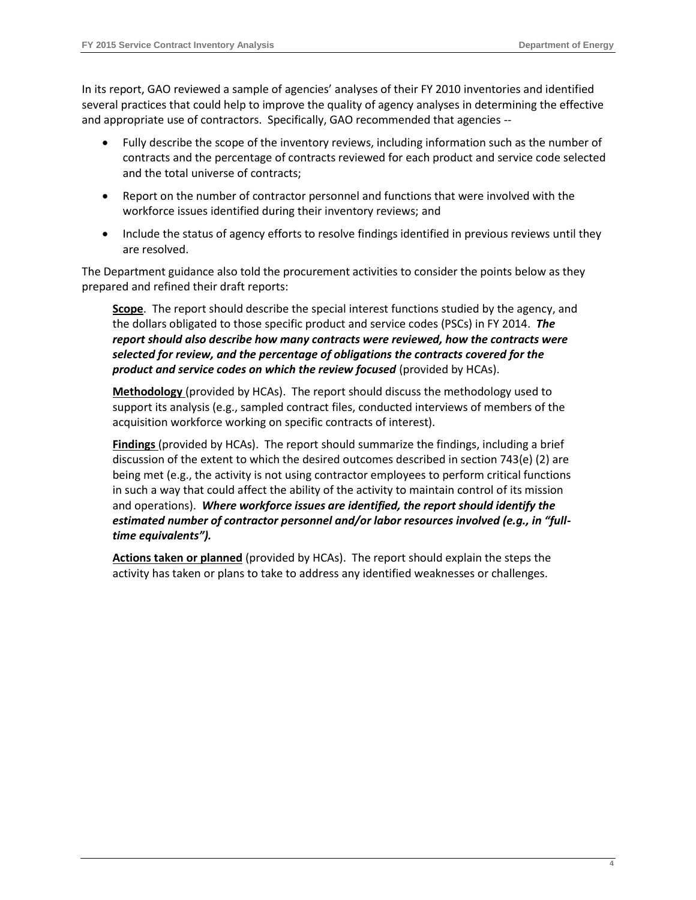In its report, GAO reviewed a sample of agencies' analyses of their FY 2010 inventories and identified several practices that could help to improve the quality of agency analyses in determining the effective and appropriate use of contractors. Specifically, GAO recommended that agencies --

- Fully describe the scope of the inventory reviews, including information such as the number of contracts and the percentage of contracts reviewed for each product and service code selected and the total universe of contracts;
- Report on the number of contractor personnel and functions that were involved with the workforce issues identified during their inventory reviews; and
- Include the status of agency efforts to resolve findings identified in previous reviews until they are resolved.

The Department guidance also told the procurement activities to consider the points below as they prepared and refined their draft reports:

**Scope**. The report should describe the special interest functions studied by the agency, and the dollars obligated to those specific product and service codes (PSCs) in FY 2014. ***The report should also describe how many contracts were reviewed, how the contracts were selected for review, and the percentage of obligations the contracts covered for the product and service codes on which the review focused*** (provided by HCAs).

**Methodology** (provided by HCAs). The report should discuss the methodology used to support its analysis (e.g., sampled contract files, conducted interviews of members of the acquisition workforce working on specific contracts of interest).

**Findings** (provided by HCAs). The report should summarize the findings, including a brief discussion of the extent to which the desired outcomes described in section 743(e) (2) are being met (e.g., the activity is not using contractor employees to perform critical functions in such a way that could affect the ability of the activity to maintain control of its mission and operations). ***Where workforce issues are identified, the report should identify the estimated number of contractor personnel and/or labor resources involved (e.g., in "full-time equivalents").***

**Actions taken or planned** (provided by HCAs). The report should explain the steps the activity has taken or plans to take to address any identified weaknesses or challenges.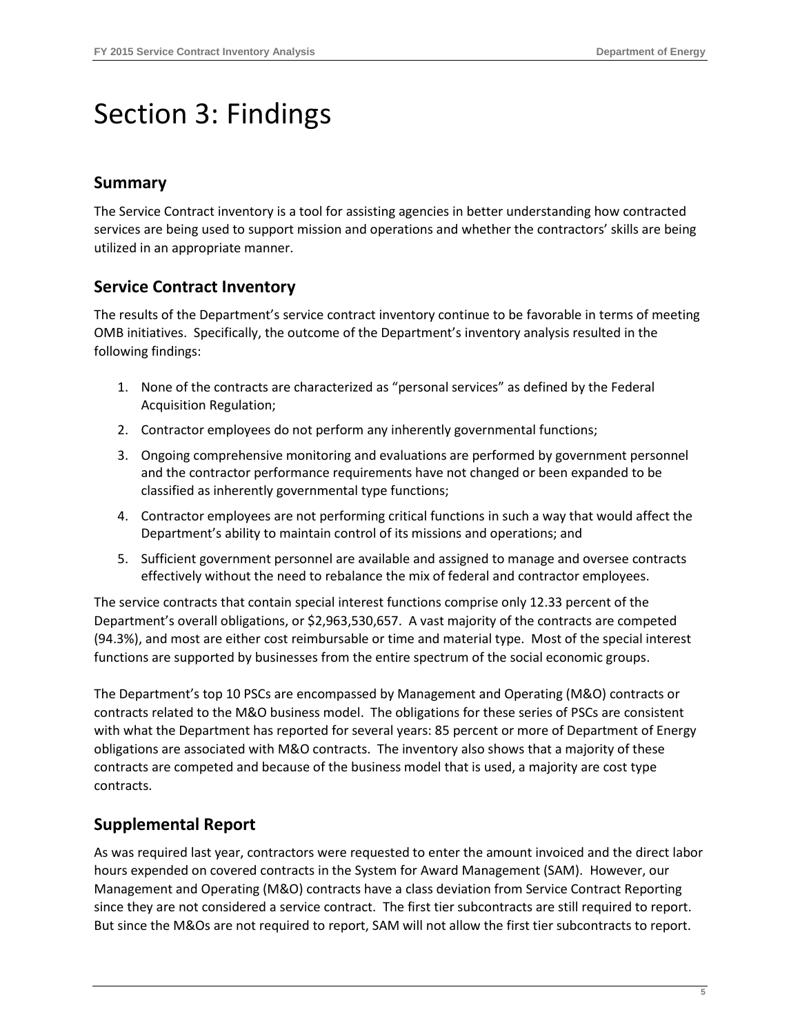# Section 3: Findings

## Summary

The Service Contract inventory is a tool for assisting agencies in better understanding how contracted services are being used to support mission and operations and whether the contractors' skills are being utilized in an appropriate manner.

## Service Contract Inventory

The results of the Department's service contract inventory continue to be favorable in terms of meeting OMB initiatives. Specifically, the outcome of the Department's inventory analysis resulted in the following findings:

1. None of the contracts are characterized as "personal services" as defined by the Federal Acquisition Regulation;
2. Contractor employees do not perform any inherently governmental functions;
3. Ongoing comprehensive monitoring and evaluations are performed by government personnel and the contractor performance requirements have not changed or been expanded to be classified as inherently governmental type functions;
4. Contractor employees are not performing critical functions in such a way that would affect the Department's ability to maintain control of its missions and operations; and
5. Sufficient government personnel are available and assigned to manage and oversee contracts effectively without the need to rebalance the mix of federal and contractor employees.

The service contracts that contain special interest functions comprise only 12.33 percent of the Department's overall obligations, or $2,963,530,657. A vast majority of the contracts are competed (94.3%), and most are either cost reimbursable or time and material type. Most of the special interest functions are supported by businesses from the entire spectrum of the social economic groups.

The Department's top 10 PSCs are encompassed by Management and Operating (M&O) contracts or contracts related to the M&O business model. The obligations for these series of PSCs are consistent with what the Department has reported for several years: 85 percent or more of Department of Energy obligations are associated with M&O contracts. The inventory also shows that a majority of these contracts are competed and because of the business model that is used, a majority are cost type contracts.

## Supplemental Report

As was required last year, contractors were requested to enter the amount invoiced and the direct labor hours expended on covered contracts in the System for Award Management (SAM). However, our Management and Operating (M&O) contracts have a class deviation from Service Contract Reporting since they are not considered a service contract. The first tier subcontracts are still required to report. But since the M&Os are not required to report, SAM will not allow the first tier subcontracts to report.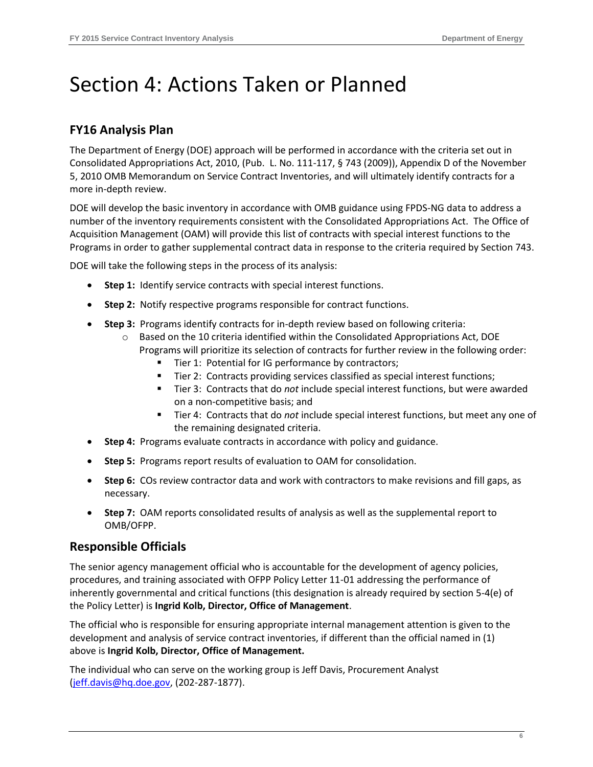# Section 4: Actions Taken or Planned

## FY16 Analysis Plan

The Department of Energy (DOE) approach will be performed in accordance with the criteria set out in Consolidated Appropriations Act, 2010, (Pub. L. No. 111-117, § 743 (2009)), Appendix D of the November 5, 2010 OMB Memorandum on Service Contract Inventories, and will ultimately identify contracts for a more in-depth review.

DOE will develop the basic inventory in accordance with OMB guidance using FPDS-NG data to address a number of the inventory requirements consistent with the Consolidated Appropriations Act. The Office of Acquisition Management (OAM) will provide this list of contracts with special interest functions to the Programs in order to gather supplemental contract data in response to the criteria required by Section 743.

DOE will take the following steps in the process of its analysis:

- **Step 1:** Identify service contracts with special interest functions.
- **Step 2:** Notify respective programs responsible for contract functions.
- **Step 3:** Programs identify contracts for in-depth review based on following criteria:
  - Based on the 10 criteria identified within the Consolidated Appropriations Act, DOE Programs will prioritize its selection of contracts for further review in the following order:
    - Tier 1: Potential for IG performance by contractors;
    - Tier 2: Contracts providing services classified as special interest functions;
    - Tier 3: Contracts that do *not* include special interest functions, but were awarded on a non-competitive basis; and
    - Tier 4: Contracts that do *not* include special interest functions, but meet any one of the remaining designated criteria.
- **Step 4:** Programs evaluate contracts in accordance with policy and guidance.
- **Step 5:** Programs report results of evaluation to OAM for consolidation.
- **Step 6:** COs review contractor data and work with contractors to make revisions and fill gaps, as necessary.
- **Step 7:** OAM reports consolidated results of analysis as well as the supplemental report to OMB/OFPP.

## Responsible Officials

The senior agency management official who is accountable for the development of agency policies, procedures, and training associated with OFPP Policy Letter 11-01 addressing the performance of inherently governmental and critical functions (this designation is already required by section 5-4(e) of the Policy Letter) is **Ingrid Kolb, Director, Office of Management**.

The official who is responsible for ensuring appropriate internal management attention is given to the development and analysis of service contract inventories, if different than the official named in (1) above is **Ingrid Kolb, Director, Office of Management.**

The individual who can serve on the working group is Jeff Davis, Procurement Analyst (jeff.davis@hq.doe.gov, (202-287-1877).